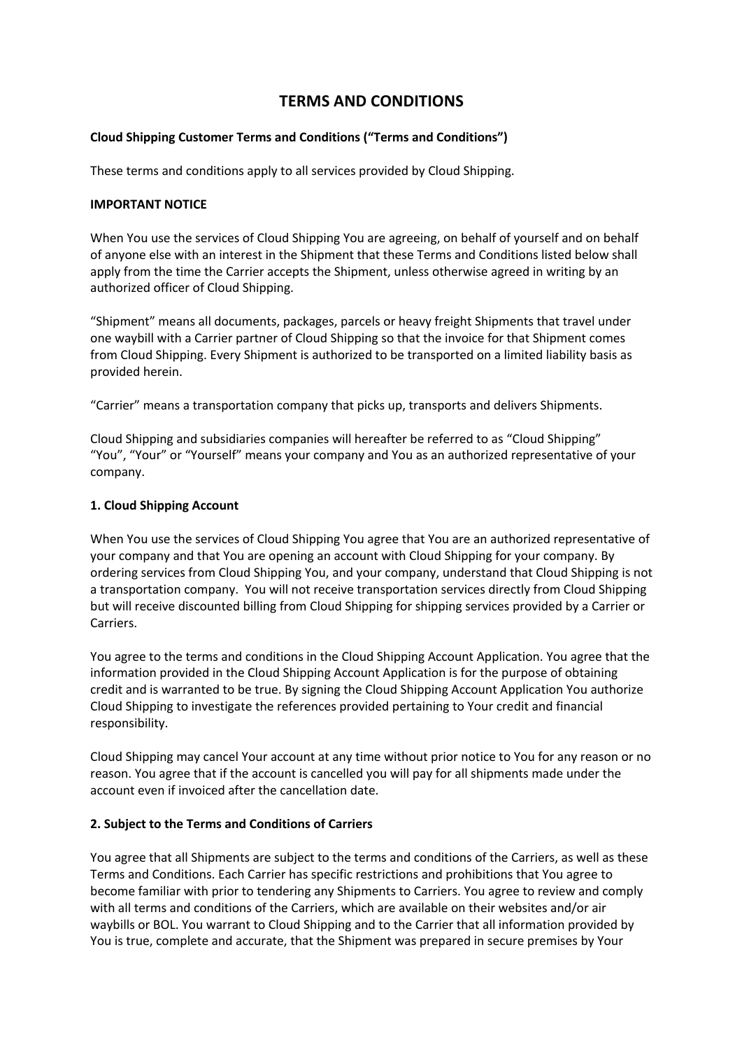# TERMS AND CONDITIONS

**Cloud Shipping Customer Terms and Conditions ("Terms and Conditions")**

These terms and conditions apply to all services provided by Cloud Shipping.

**IMPORTANT NOTICE**

When You use the services of Cloud Shipping You are agreeing, on behalf of yourself and on behalf of anyone else with an interest in the Shipment that these Terms and Conditions listed below shall apply from the time the Carrier accepts the Shipment, unless otherwise agreed in writing by an authorized officer of Cloud Shipping.

"Shipment" means all documents, packages, parcels or heavy freight Shipments that travel under one waybill with a Carrier partner of Cloud Shipping so that the invoice for that Shipment comes from Cloud Shipping. Every Shipment is authorized to be transported on a limited liability basis as provided herein.

"Carrier" means a transportation company that picks up, transports and delivers Shipments.

Cloud Shipping and subsidiaries companies will hereafter be referred to as "Cloud Shipping" "You", "Your" or "Yourself" means your company and You as an authorized representative of your company.

**1. Cloud Shipping Account**

When You use the services of Cloud Shipping You agree that You are an authorized representative of your company and that You are opening an account with Cloud Shipping for your company. By ordering services from Cloud Shipping You, and your company, understand that Cloud Shipping is not a transportation company. You will not receive transportation services directly from Cloud Shipping but will receive discounted billing from Cloud Shipping for shipping services provided by a Carrier or Carriers.

You agree to the terms and conditions in the Cloud Shipping Account Application. You agree that the information provided in the Cloud Shipping Account Application is for the purpose of obtaining credit and is warranted to be true. By signing the Cloud Shipping Account Application You authorize Cloud Shipping to investigate the references provided pertaining to Your credit and financial responsibility.

Cloud Shipping may cancel Your account at any time without prior notice to You for any reason or no reason. You agree that if the account is cancelled you will pay for all shipments made under the account even if invoiced after the cancellation date.

**2. Subject to the Terms and Conditions of Carriers**

You agree that all Shipments are subject to the terms and conditions of the Carriers, as well as these Terms and Conditions. Each Carrier has specific restrictions and prohibitions that You agree to become familiar with prior to tendering any Shipments to Carriers. You agree to review and comply with all terms and conditions of the Carriers, which are available on their websites and/or air waybills or BOL. You warrant to Cloud Shipping and to the Carrier that all information provided by You is true, complete and accurate, that the Shipment was prepared in secure premises by Your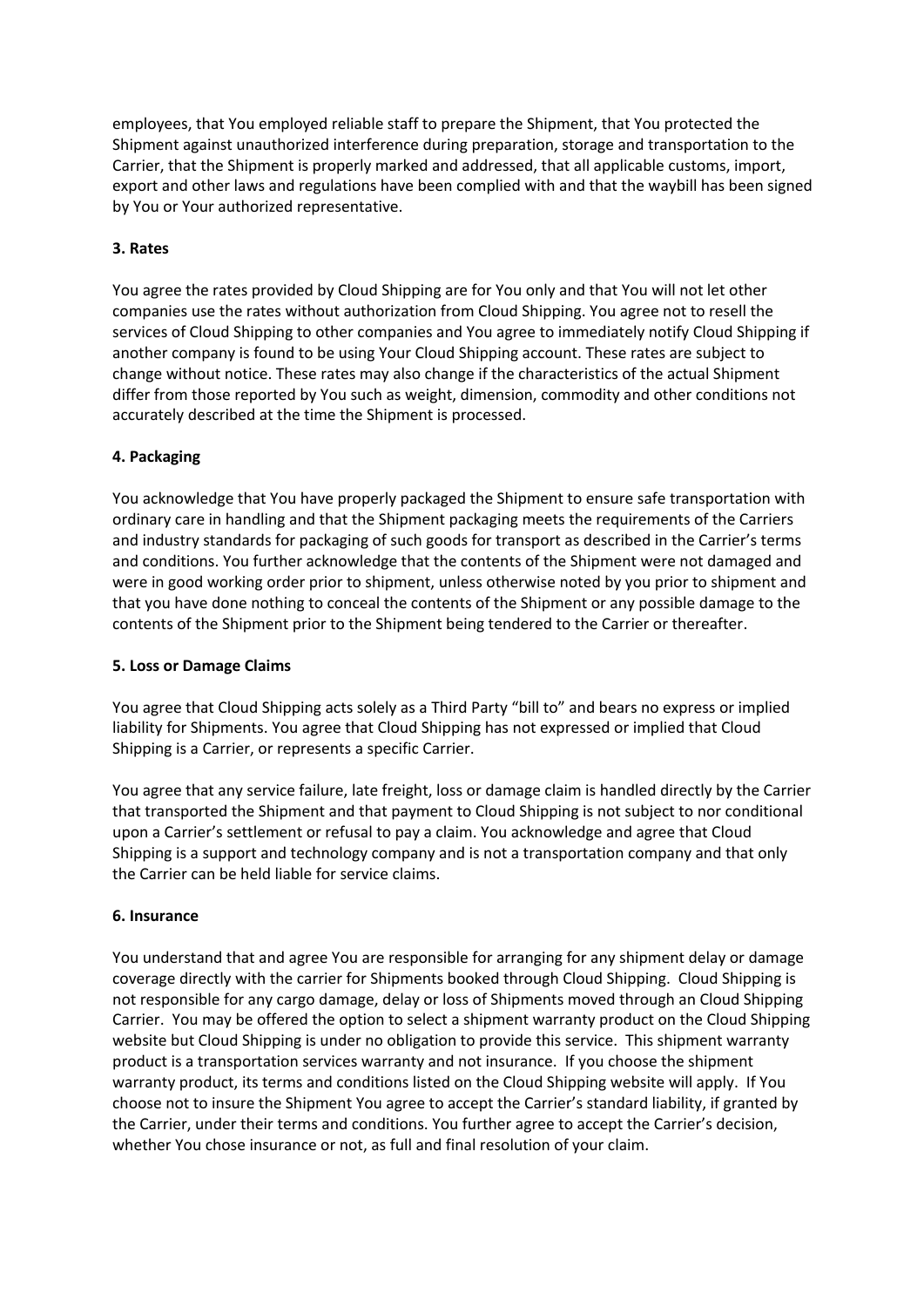employees, that You employed reliable staff to prepare the Shipment, that You protected the Shipment against unauthorized interference during preparation, storage and transportation to the Carrier, that the Shipment is properly marked and addressed, that all applicable customs, import, export and other laws and regulations have been complied with and that the waybill has been signed by You or Your authorized representative.

**3. Rates**

You agree the rates provided by Cloud Shipping are for You only and that You will not let other companies use the rates without authorization from Cloud Shipping. You agree not to resell the services of Cloud Shipping to other companies and You agree to immediately notify Cloud Shipping if another company is found to be using Your Cloud Shipping account. These rates are subject to change without notice. These rates may also change if the characteristics of the actual Shipment differ from those reported by You such as weight, dimension, commodity and other conditions not accurately described at the time the Shipment is processed.

**4. Packaging**

You acknowledge that You have properly packaged the Shipment to ensure safe transportation with ordinary care in handling and that the Shipment packaging meets the requirements of the Carriers and industry standards for packaging of such goods for transport as described in the Carrier's terms and conditions. You further acknowledge that the contents of the Shipment were not damaged and were in good working order prior to shipment, unless otherwise noted by you prior to shipment and that you have done nothing to conceal the contents of the Shipment or any possible damage to the contents of the Shipment prior to the Shipment being tendered to the Carrier or thereafter.

**5. Loss or Damage Claims**

You agree that Cloud Shipping acts solely as a Third Party "bill to" and bears no express or implied liability for Shipments. You agree that Cloud Shipping has not expressed or implied that Cloud Shipping is a Carrier, or represents a specific Carrier.

You agree that any service failure, late freight, loss or damage claim is handled directly by the Carrier that transported the Shipment and that payment to Cloud Shipping is not subject to nor conditional upon a Carrier's settlement or refusal to pay a claim. You acknowledge and agree that Cloud Shipping is a support and technology company and is not a transportation company and that only the Carrier can be held liable for service claims.

**6. Insurance**

You understand that and agree You are responsible for arranging for any shipment delay or damage coverage directly with the carrier for Shipments booked through Cloud Shipping. Cloud Shipping is not responsible for any cargo damage, delay or loss of Shipments moved through an Cloud Shipping Carrier. You may be offered the option to select a shipment warranty product on the Cloud Shipping website but Cloud Shipping is under no obligation to provide this service. This shipment warranty product is a transportation services warranty and not insurance. If you choose the shipment warranty product, its terms and conditions listed on the Cloud Shipping website will apply. If You choose not to insure the Shipment You agree to accept the Carrier's standard liability, if granted by the Carrier, under their terms and conditions. You further agree to accept the Carrier's decision, whether You chose insurance or not, as full and final resolution of your claim.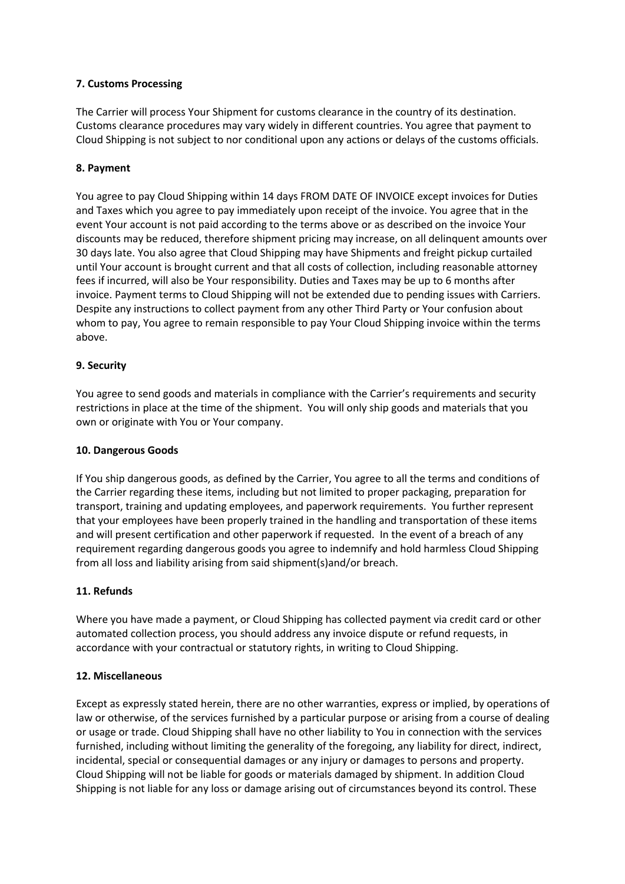**7. Customs Processing**

The Carrier will process Your Shipment for customs clearance in the country of its destination. Customs clearance procedures may vary widely in different countries. You agree that payment to Cloud Shipping is not subject to nor conditional upon any actions or delays of the customs officials.

**8. Payment**

You agree to pay Cloud Shipping within 14 days FROM DATE OF INVOICE except invoices for Duties and Taxes which you agree to pay immediately upon receipt of the invoice. You agree that in the event Your account is not paid according to the terms above or as described on the invoice Your discounts may be reduced, therefore shipment pricing may increase, on all delinquent amounts over 30 days late. You also agree that Cloud Shipping may have Shipments and freight pickup curtailed until Your account is brought current and that all costs of collection, including reasonable attorney fees if incurred, will also be Your responsibility. Duties and Taxes may be up to 6 months after invoice. Payment terms to Cloud Shipping will not be extended due to pending issues with Carriers. Despite any instructions to collect payment from any other Third Party or Your confusion about whom to pay, You agree to remain responsible to pay Your Cloud Shipping invoice within the terms above.

**9. Security**

You agree to send goods and materials in compliance with the Carrier's requirements and security restrictions in place at the time of the shipment. You will only ship goods and materials that you own or originate with You or Your company.

**10. Dangerous Goods**

If You ship dangerous goods, as defined by the Carrier, You agree to all the terms and conditions of the Carrier regarding these items, including but not limited to proper packaging, preparation for transport, training and updating employees, and paperwork requirements. You further represent that your employees have been properly trained in the handling and transportation of these items and will present certification and other paperwork if requested. In the event of a breach of any requirement regarding dangerous goods you agree to indemnify and hold harmless Cloud Shipping from all loss and liability arising from said shipment(s)and/or breach.

**11. Refunds**

Where you have made a payment, or Cloud Shipping has collected payment via credit card or other automated collection process, you should address any invoice dispute or refund requests, in accordance with your contractual or statutory rights, in writing to Cloud Shipping.

**12. Miscellaneous**

Except as expressly stated herein, there are no other warranties, express or implied, by operations of law or otherwise, of the services furnished by a particular purpose or arising from a course of dealing or usage or trade. Cloud Shipping shall have no other liability to You in connection with the services furnished, including without limiting the generality of the foregoing, any liability for direct, indirect, incidental, special or consequential damages or any injury or damages to persons and property. Cloud Shipping will not be liable for goods or materials damaged by shipment. In addition Cloud Shipping is not liable for any loss or damage arising out of circumstances beyond its control. These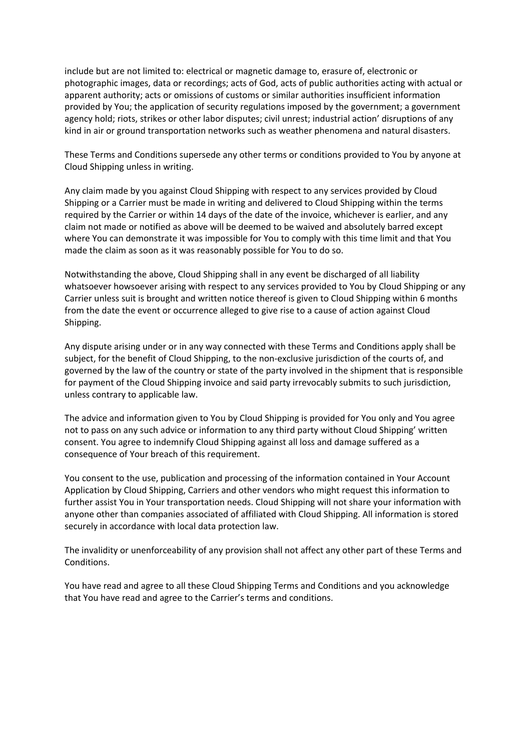include but are not limited to: electrical or magnetic damage to, erasure of, electronic or photographic images, data or recordings; acts of God, acts of public authorities acting with actual or apparent authority; acts or omissions of customs or similar authorities insufficient information provided by You; the application of security regulations imposed by the government; a government agency hold; riots, strikes or other labor disputes; civil unrest; industrial action' disruptions of any kind in air or ground transportation networks such as weather phenomena and natural disasters.

These Terms and Conditions supersede any other terms or conditions provided to You by anyone at Cloud Shipping unless in writing.

Any claim made by you against Cloud Shipping with respect to any services provided by Cloud Shipping or a Carrier must be made in writing and delivered to Cloud Shipping within the terms required by the Carrier or within 14 days of the date of the invoice, whichever is earlier, and any claim not made or notified as above will be deemed to be waived and absolutely barred except where You can demonstrate it was impossible for You to comply with this time limit and that You made the claim as soon as it was reasonably possible for You to do so.

Notwithstanding the above, Cloud Shipping shall in any event be discharged of all liability whatsoever howsoever arising with respect to any services provided to You by Cloud Shipping or any Carrier unless suit is brought and written notice thereof is given to Cloud Shipping within 6 months from the date the event or occurrence alleged to give rise to a cause of action against Cloud Shipping.

Any dispute arising under or in any way connected with these Terms and Conditions apply shall be subject, for the benefit of Cloud Shipping, to the non-exclusive jurisdiction of the courts of, and governed by the law of the country or state of the party involved in the shipment that is responsible for payment of the Cloud Shipping invoice and said party irrevocably submits to such jurisdiction, unless contrary to applicable law.

The advice and information given to You by Cloud Shipping is provided for You only and You agree not to pass on any such advice or information to any third party without Cloud Shipping' written consent. You agree to indemnify Cloud Shipping against all loss and damage suffered as a consequence of Your breach of this requirement.

You consent to the use, publication and processing of the information contained in Your Account Application by Cloud Shipping, Carriers and other vendors who might request this information to further assist You in Your transportation needs. Cloud Shipping will not share your information with anyone other than companies associated of affiliated with Cloud Shipping. All information is stored securely in accordance with local data protection law.

The invalidity or unenforceability of any provision shall not affect any other part of these Terms and Conditions.

You have read and agree to all these Cloud Shipping Terms and Conditions and you acknowledge that You have read and agree to the Carrier's terms and conditions.